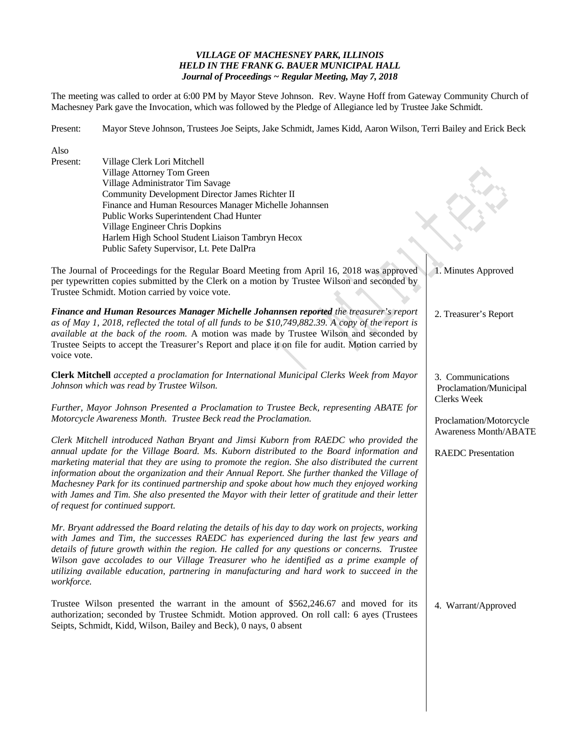***VILLAGE OF MACHESNEY PARK, ILLINOIS***
***HELD IN THE FRANK G. BAUER MUNICIPAL HALL***
***Journal of Proceedings ~ Regular Meeting, May 7, 2018***

The meeting was called to order at 6:00 PM by Mayor Steve Johnson. Rev. Wayne Hoff from Gateway Community Church of Machesney Park gave the Invocation, which was followed by the Pledge of Allegiance led by Trustee Jake Schmidt.

Present: Mayor Steve Johnson, Trustees Joe Seipts, Jake Schmidt, James Kidd, Aaron Wilson, Terri Bailey and Erick Beck

Also Present:
Village Clerk Lori Mitchell
Village Attorney Tom Green
Village Administrator Tim Savage
Community Development Director James Richter II
Finance and Human Resources Manager Michelle Johannsen
Public Works Superintendent Chad Hunter
Village Engineer Chris Dopkins
Harlem High School Student Liaison Tambryn Hecox
Public Safety Supervisor, Lt. Pete DalPra

**1. Minutes Approved**

The Journal of Proceedings for the Regular Board Meeting from April 16, 2018 was approved per typewritten copies submitted by the Clerk on a motion by Trustee Wilson and seconded by Trustee Schmidt. Motion carried by voice vote.

**2. Treasurer's Report**

***Finance and Human Resources Manager Michelle Johannsen reported*** *the treasurer's report as of May 1, 2018, reflected the total of all funds to be $10,749,882.39. A copy of the report is available at the back of the room.* A motion was made by Trustee Wilson and seconded by Trustee Seipts to accept the Treasurer's Report and place it on file for audit. Motion carried by voice vote.

**3. Communications**
**Proclamation/Municipal Clerks Week**

**Clerk Mitchell** *accepted a proclamation for International Municipal Clerks Week from Mayor Johnson which was read by Trustee Wilson.*

**Proclamation/Motorcycle Awareness Month/ABATE**

*Further, Mayor Johnson Presented a Proclamation to Trustee Beck, representing ABATE for Motorcycle Awareness Month. Trustee Beck read the Proclamation.*

**RAEDC Presentation**

*Clerk Mitchell introduced Nathan Bryant and Jimsi Kuborn from RAEDC who provided the annual update for the Village Board. Ms. Kuborn distributed to the Board information and marketing material that they are using to promote the region. She also distributed the current information about the organization and their Annual Report. She further thanked the Village of Machesney Park for its continued partnership and spoke about how much they enjoyed working with James and Tim. She also presented the Mayor with their letter of gratitude and their letter of request for continued support.*

*Mr. Bryant addressed the Board relating the details of his day to day work on projects, working with James and Tim, the successes RAEDC has experienced during the last few years and details of future growth within the region. He called for any questions or concerns. Trustee Wilson gave accolades to our Village Treasurer who he identified as a prime example of utilizing available education, partnering in manufacturing and hard work to succeed in the workforce.*

**4. Warrant/Approved**

Trustee Wilson presented the warrant in the amount of $562,246.67 and moved for its authorization; seconded by Trustee Schmidt. Motion approved. On roll call: 6 ayes (Trustees Seipts, Schmidt, Kidd, Wilson, Bailey and Beck), 0 nays, 0 absent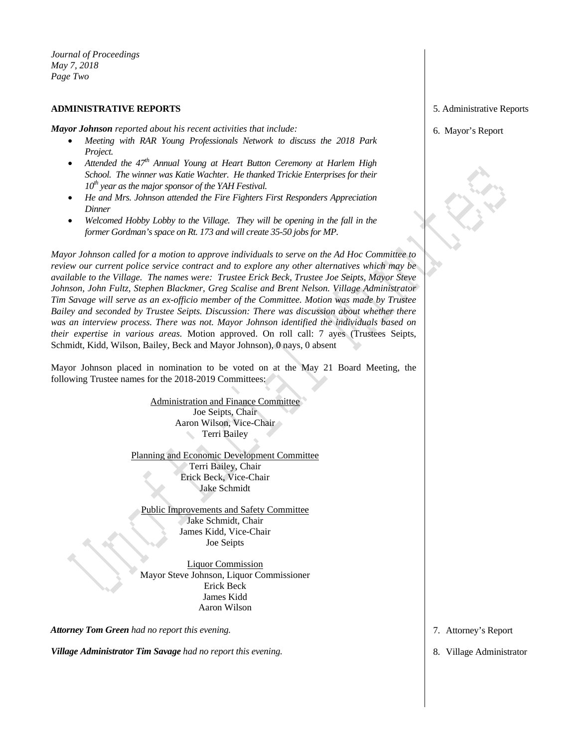## ADMINISTRATIVE REPORTS

5. Administrative Reports

6. Mayor's Report

***Mayor Johnson*** *reported about his recent activities that include:*

- *Meeting with RAR Young Professionals Network to discuss the 2018 Park Project.*
- *Attended the 47th Annual Young at Heart Button Ceremony at Harlem High School. The winner was Katie Wachter. He thanked Trickie Enterprises for their 10th year as the major sponsor of the YAH Festival.*
- *He and Mrs. Johnson attended the Fire Fighters First Responders Appreciation Dinner*
- *Welcomed Hobby Lobby to the Village. They will be opening in the fall in the former Gordman's space on Rt. 173 and will create 35-50 jobs for MP.*

*Mayor Johnson called for a motion to approve individuals to serve on the Ad Hoc Committee to review our current police service contract and to explore any other alternatives which may be available to the Village. The names were: Trustee Erick Beck, Trustee Joe Seipts, Mayor Steve Johnson, John Fultz, Stephen Blackmer, Greg Scalise and Brent Nelson. Village Administrator Tim Savage will serve as an ex-officio member of the Committee. Motion was made by Trustee Bailey and seconded by Trustee Seipts. Discussion: There was discussion about whether there was an interview process. There was not. Mayor Johnson identified the individuals based on their expertise in various areas.* Motion approved. On roll call: 7 ayes (Trustees Seipts, Schmidt, Kidd, Wilson, Bailey, Beck and Mayor Johnson), 0 nays, 0 absent

Mayor Johnson placed in nomination to be voted on at the May 21 Board Meeting, the following Trustee names for the 2018-2019 Committees:

<u>Administration and Finance Committee</u>
Joe Seipts, Chair
Aaron Wilson, Vice-Chair
Terri Bailey

<u>Planning and Economic Development Committee</u>
Terri Bailey, Chair
Erick Beck, Vice-Chair
Jake Schmidt

<u>Public Improvements and Safety Committee</u>
Jake Schmidt, Chair
James Kidd, Vice-Chair
Joe Seipts

<u>Liquor Commission</u>
Mayor Steve Johnson, Liquor Commissioner
Erick Beck
James Kidd
Aaron Wilson

7. Attorney's Report

***Attorney Tom Green*** *had no report this evening.*

8. Village Administrator

***Village Administrator Tim Savage*** *had no report this evening.*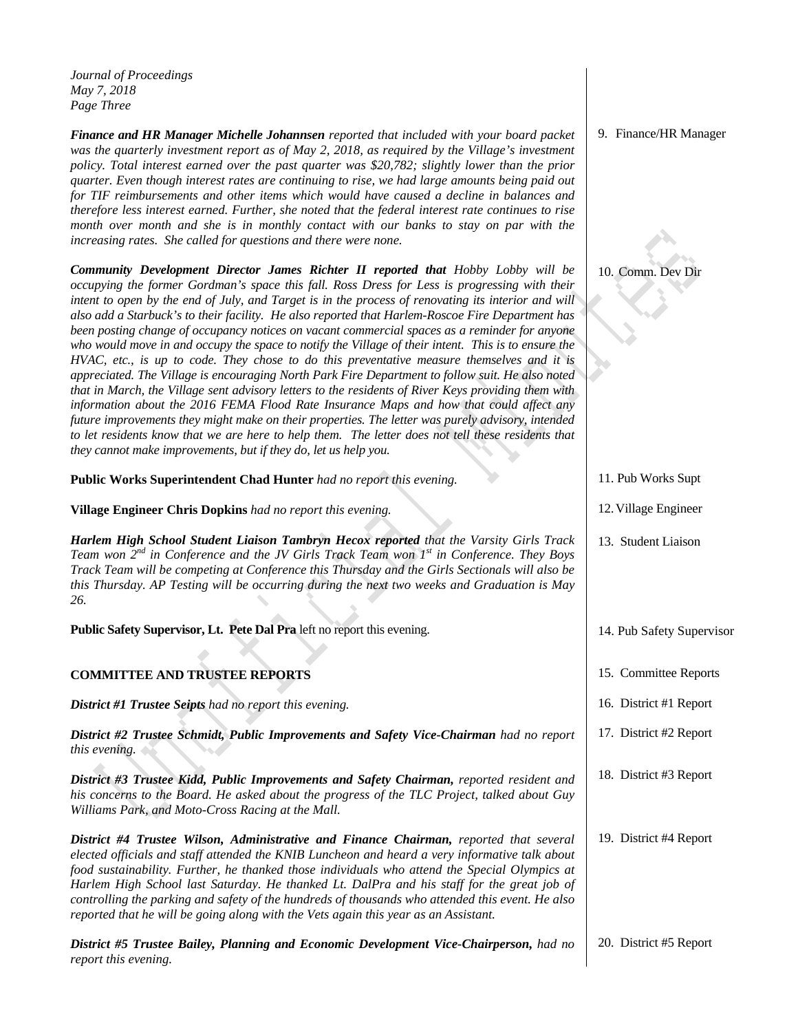*Finance and HR Manager Michelle Johannsen reported that included with your board packet was the quarterly investment report as of May 2, 2018, as required by the Village's investment policy. Total interest earned over the past quarter was $20,782; slightly lower than the prior quarter. Even though interest rates are continuing to rise, we had large amounts being paid out for TIF reimbursements and other items which would have caused a decline in balances and therefore less interest earned. Further, she noted that the federal interest rate continues to rise month over month and she is in monthly contact with our banks to stay on par with the increasing rates. She called for questions and there were none.*

9. Finance/HR Manager

*Community Development Director James Richter II reported that Hobby Lobby will be occupying the former Gordman's space this fall. Ross Dress for Less is progressing with their intent to open by the end of July, and Target is in the process of renovating its interior and will also add a Starbuck's to their facility. He also reported that Harlem-Roscoe Fire Department has been posting change of occupancy notices on vacant commercial spaces as a reminder for anyone who would move in and occupy the space to notify the Village of their intent. This is to ensure the HVAC, etc., is up to code. They chose to do this preventative measure themselves and it is appreciated. The Village is encouraging North Park Fire Department to follow suit. He also noted that in March, the Village sent advisory letters to the residents of River Keys providing them with information about the 2016 FEMA Flood Rate Insurance Maps and how that could affect any future improvements they might make on their properties. The letter was purely advisory, intended to let residents know that we are here to help them. The letter does not tell these residents that they cannot make improvements, but if they do, let us help you.*

10. Comm. Dev Dir

**Public Works Superintendent Chad Hunter** *had no report this evening.*

11. Pub Works Supt

**Village Engineer Chris Dopkins** *had no report this evening.*

12. Village Engineer

*Harlem High School Student Liaison Tambryn Hecox reported that the Varsity Girls Track Team won 2nd in Conference and the JV Girls Track Team won 1st in Conference. They Boys Track Team will be competing at Conference this Thursday and the Girls Sectionals will also be this Thursday. AP Testing will be occurring during the next two weeks and Graduation is May 26.*

13. Student Liaison

**Public Safety Supervisor, Lt. Pete Dal Pra** left no report this evening.

14. Pub Safety Supervisor

## COMMITTEE AND TRUSTEE REPORTS

15. Committee Reports

***District #1 Trustee Seipts*** *had no report this evening.*

16. District #1 Report

***District #2 Trustee Schmidt, Public Improvements and Safety Vice-Chairman*** *had no report this evening.*

17. District #2 Report

***District #3 Trustee Kidd, Public Improvements and Safety Chairman,*** *reported resident and his concerns to the Board. He asked about the progress of the TLC Project, talked about Guy Williams Park, and Moto-Cross Racing at the Mall.*

18. District #3 Report

***District #4 Trustee Wilson, Administrative and Finance Chairman,*** *reported that several elected officials and staff attended the KNIB Luncheon and heard a very informative talk about food sustainability. Further, he thanked those individuals who attend the Special Olympics at Harlem High School last Saturday. He thanked Lt. DalPra and his staff for the great job of controlling the parking and safety of the hundreds of thousands who attended this event. He also reported that he will be going along with the Vets again this year as an Assistant.*

19. District #4 Report

***District #5 Trustee Bailey, Planning and Economic Development Vice-Chairperson,*** *had no report this evening.*

20. District #5 Report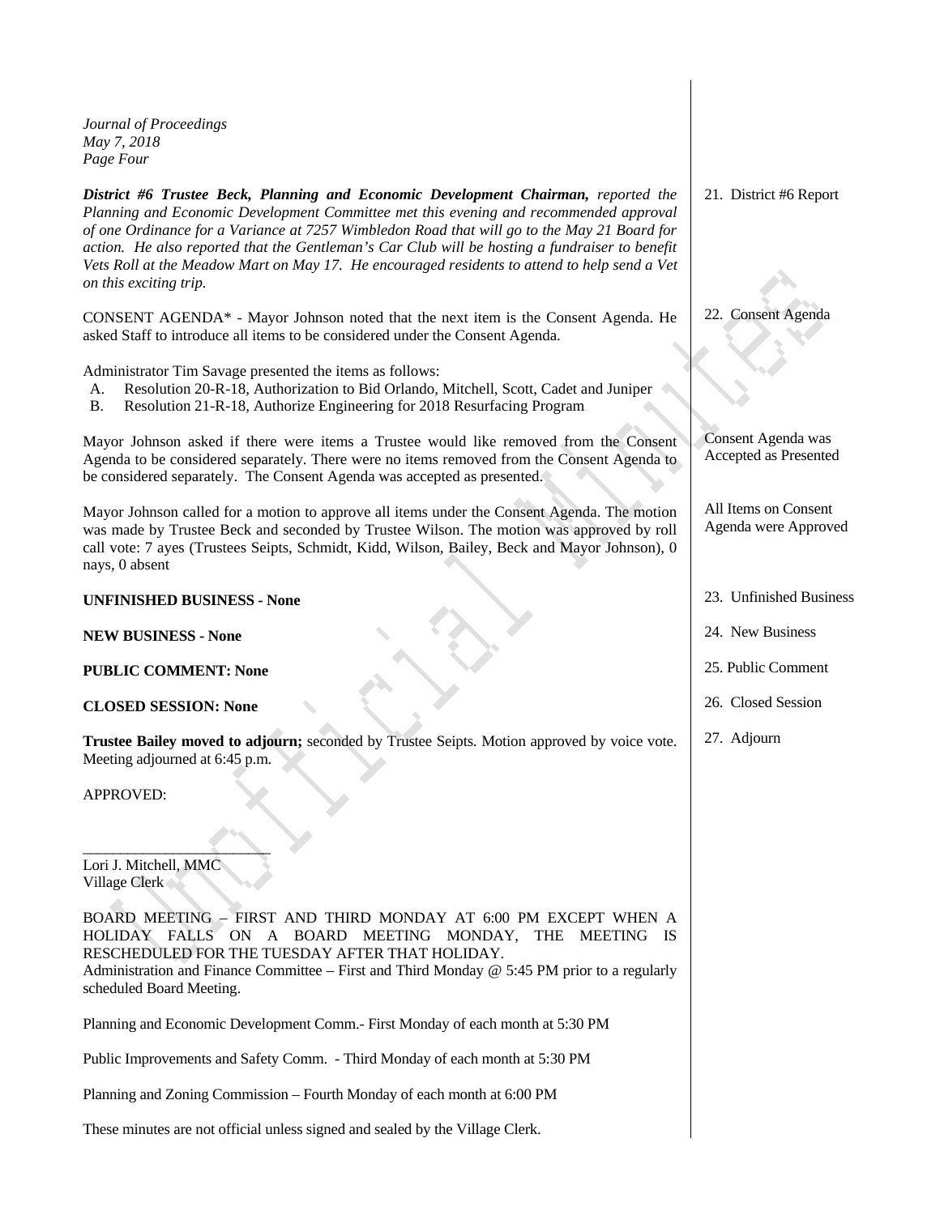*Journal of Proceedings*
*May 7, 2018*
*Page Four*

21. District #6 Report

***District #6 Trustee Beck, Planning and Economic Development Chairman,*** *reported the Planning and Economic Development Committee met this evening and recommended approval of one Ordinance for a Variance at 7257 Wimbledon Road that will go to the May 21 Board for action. He also reported that the Gentleman's Car Club will be hosting a fundraiser to benefit Vets Roll at the Meadow Mart on May 17. He encouraged residents to attend to help send a Vet on this exciting trip.*

22. Consent Agenda

CONSENT AGENDA* - Mayor Johnson noted that the next item is the Consent Agenda. He asked Staff to introduce all items to be considered under the Consent Agenda.

Administrator Tim Savage presented the items as follows:

A. Resolution 20-R-18, Authorization to Bid Orlando, Mitchell, Scott, Cadet and Juniper
B. Resolution 21-R-18, Authorize Engineering for 2018 Resurfacing Program

Consent Agenda was Accepted as Presented

Mayor Johnson asked if there were items a Trustee would like removed from the Consent Agenda to be considered separately. There were no items removed from the Consent Agenda to be considered separately. The Consent Agenda was accepted as presented.

All Items on Consent Agenda were Approved

Mayor Johnson called for a motion to approve all items under the Consent Agenda. The motion was made by Trustee Beck and seconded by Trustee Wilson. The motion was approved by roll call vote: 7 ayes (Trustees Seipts, Schmidt, Kidd, Wilson, Bailey, Beck and Mayor Johnson), 0 nays, 0 absent

23. Unfinished Business

**UNFINISHED BUSINESS - None**

24. New Business

**NEW BUSINESS - None**

25. Public Comment

**PUBLIC COMMENT: None**

26. Closed Session

**CLOSED SESSION: None**

27. Adjourn

**Trustee Bailey moved to adjourn;** seconded by Trustee Seipts. Motion approved by voice vote. Meeting adjourned at 6:45 p.m.

APPROVED:

\_\_\_\_\_\_\_\_\_\_\_\_\_\_\_\_\_\_\_\_\_\_\_\_\_\_
Lori J. Mitchell, MMC
Village Clerk

BOARD MEETING – FIRST AND THIRD MONDAY AT 6:00 PM EXCEPT WHEN A HOLIDAY FALLS ON A BOARD MEETING MONDAY, THE MEETING IS RESCHEDULED FOR THE TUESDAY AFTER THAT HOLIDAY.
Administration and Finance Committee – First and Third Monday @ 5:45 PM prior to a regularly scheduled Board Meeting.

Planning and Economic Development Comm.- First Monday of each month at 5:30 PM

Public Improvements and Safety Comm. - Third Monday of each month at 5:30 PM

Planning and Zoning Commission – Fourth Monday of each month at 6:00 PM

These minutes are not official unless signed and sealed by the Village Clerk.